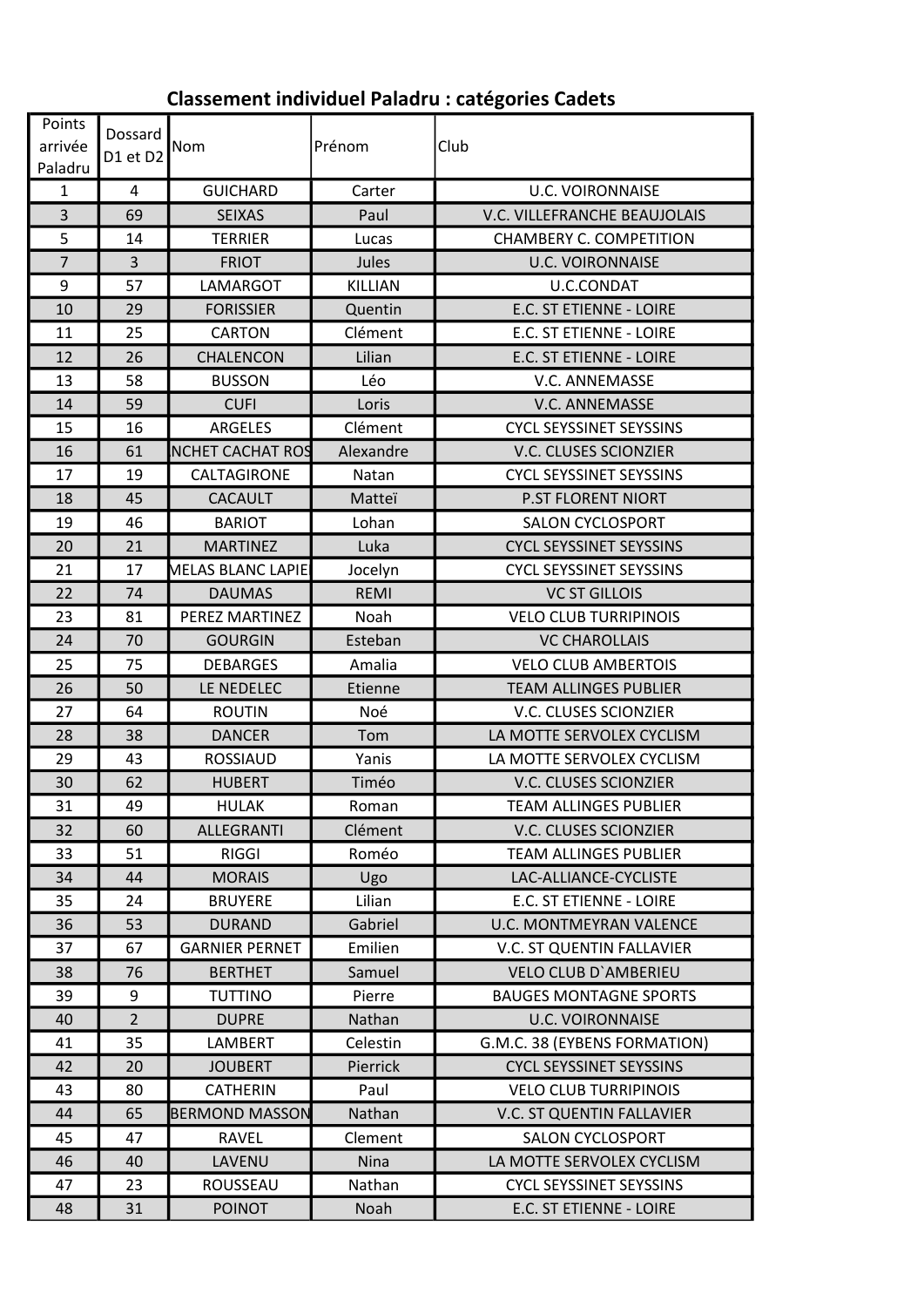# Classement individuel Paladru : catégories Cadets

| Points arrivée Paladru | Dossard D1 et D2 | Nom | Prénom | Club |
|---|---|---|---|---|
| 1 | 4 | GUICHARD | Carter | U.C. VOIRONNAISE |
| 3 | 69 | SEIXAS | Paul | V.C. VILLEFRANCHE BEAUJOLAIS |
| 5 | 14 | TERRIER | Lucas | CHAMBERY C. COMPETITION |
| 7 | 3 | FRIOT | Jules | U.C. VOIRONNAISE |
| 9 | 57 | LAMARGOT | KILLIAN | U.C.CONDAT |
| 10 | 29 | FORISSIER | Quentin | E.C. ST ETIENNE - LOIRE |
| 11 | 25 | CARTON | Clément | E.C. ST ETIENNE - LOIRE |
| 12 | 26 | CHALENCON | Lilian | E.C. ST ETIENNE - LOIRE |
| 13 | 58 | BUSSON | Léo | V.C. ANNEMASSE |
| 14 | 59 | CUFI | Loris | V.C. ANNEMASSE |
| 15 | 16 | ARGELES | Clément | CYCL SEYSSINET SEYSSINS |
| 16 | 61 | NCHET CACHAT ROS | Alexandre | V.C. CLUSES SCIONZIER |
| 17 | 19 | CALTAGIRONE | Natan | CYCL SEYSSINET SEYSSINS |
| 18 | 45 | CACAULT | Matteï | P.ST FLORENT NIORT |
| 19 | 46 | BARIOT | Lohan | SALON CYCLOSPORT |
| 20 | 21 | MARTINEZ | Luka | CYCL SEYSSINET SEYSSINS |
| 21 | 17 | MELAS BLANC LAPIE | Jocelyn | CYCL SEYSSINET SEYSSINS |
| 22 | 74 | DAUMAS | REMI | VC ST GILLOIS |
| 23 | 81 | PEREZ MARTINEZ | Noah | VELO CLUB TURRIPINOIS |
| 24 | 70 | GOURGIN | Esteban | VC CHAROLLAIS |
| 25 | 75 | DEBARGES | Amalia | VELO CLUB AMBERTOIS |
| 26 | 50 | LE NEDELEC | Etienne | TEAM ALLINGES PUBLIER |
| 27 | 64 | ROUTIN | Noé | V.C. CLUSES SCIONZIER |
| 28 | 38 | DANCER | Tom | LA MOTTE SERVOLEX CYCLISM |
| 29 | 43 | ROSSIAUD | Yanis | LA MOTTE SERVOLEX CYCLISM |
| 30 | 62 | HUBERT | Timéo | V.C. CLUSES SCIONZIER |
| 31 | 49 | HULAK | Roman | TEAM ALLINGES PUBLIER |
| 32 | 60 | ALLEGRANTI | Clément | V.C. CLUSES SCIONZIER |
| 33 | 51 | RIGGI | Roméo | TEAM ALLINGES PUBLIER |
| 34 | 44 | MORAIS | Ugo | LAC-ALLIANCE-CYCLISTE |
| 35 | 24 | BRUYERE | Lilian | E.C. ST ETIENNE - LOIRE |
| 36 | 53 | DURAND | Gabriel | U.C. MONTMEYRAN VALENCE |
| 37 | 67 | GARNIER PERNET | Emilien | V.C. ST QUENTIN FALLAVIER |
| 38 | 76 | BERTHET | Samuel | VELO CLUB D`AMBERIEU |
| 39 | 9 | TUTTINO | Pierre | BAUGES MONTAGNE SPORTS |
| 40 | 2 | DUPRE | Nathan | U.C. VOIRONNAISE |
| 41 | 35 | LAMBERT | Celestin | G.M.C. 38 (EYBENS FORMATION) |
| 42 | 20 | JOUBERT | Pierrick | CYCL SEYSSINET SEYSSINS |
| 43 | 80 | CATHERIN | Paul | VELO CLUB TURRIPINOIS |
| 44 | 65 | BERMOND MASSON | Nathan | V.C. ST QUENTIN FALLAVIER |
| 45 | 47 | RAVEL | Clement | SALON CYCLOSPORT |
| 46 | 40 | LAVENU | Nina | LA MOTTE SERVOLEX CYCLISM |
| 47 | 23 | ROUSSEAU | Nathan | CYCL SEYSSINET SEYSSINS |
| 48 | 31 | POINOT | Noah | E.C. ST ETIENNE - LOIRE |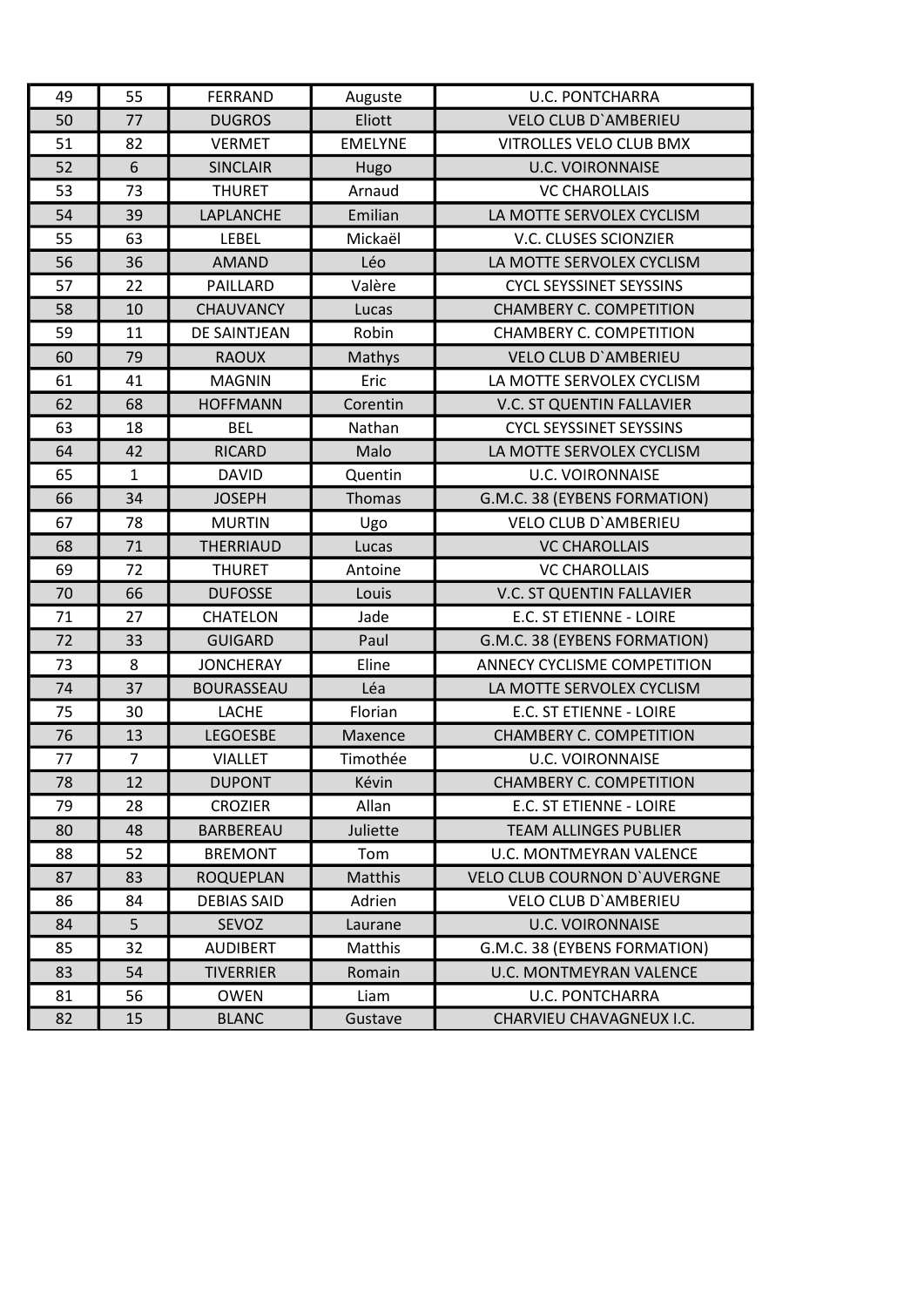| | | | | |
|---|---|---|---|---|
| 49 | 55 | FERRAND | Auguste | U.C. PONTCHARRA |
| 50 | 77 | DUGROS | Eliott | VELO CLUB D`AMBERIEU |
| 51 | 82 | VERMET | EMELYNE | VITROLLES VELO CLUB BMX |
| 52 | 6 | SINCLAIR | Hugo | U.C. VOIRONNAISE |
| 53 | 73 | THURET | Arnaud | VC CHAROLLAIS |
| 54 | 39 | LAPLANCHE | Emilian | LA MOTTE SERVOLEX CYCLISM |
| 55 | 63 | LEBEL | Mickaël | V.C. CLUSES SCIONZIER |
| 56 | 36 | AMAND | Léo | LA MOTTE SERVOLEX CYCLISM |
| 57 | 22 | PAILLARD | Valère | CYCL SEYSSINET SEYSSINS |
| 58 | 10 | CHAUVANCY | Lucas | CHAMBERY C. COMPETITION |
| 59 | 11 | DE SAINTJEAN | Robin | CHAMBERY C. COMPETITION |
| 60 | 79 | RAOUX | Mathys | VELO CLUB D`AMBERIEU |
| 61 | 41 | MAGNIN | Eric | LA MOTTE SERVOLEX CYCLISM |
| 62 | 68 | HOFFMANN | Corentin | V.C. ST QUENTIN FALLAVIER |
| 63 | 18 | BEL | Nathan | CYCL SEYSSINET SEYSSINS |
| 64 | 42 | RICARD | Malo | LA MOTTE SERVOLEX CYCLISM |
| 65 | 1 | DAVID | Quentin | U.C. VOIRONNAISE |
| 66 | 34 | JOSEPH | Thomas | G.M.C. 38 (EYBENS FORMATION) |
| 67 | 78 | MURTIN | Ugo | VELO CLUB D`AMBERIEU |
| 68 | 71 | THERRIAUD | Lucas | VC CHAROLLAIS |
| 69 | 72 | THURET | Antoine | VC CHAROLLAIS |
| 70 | 66 | DUFOSSE | Louis | V.C. ST QUENTIN FALLAVIER |
| 71 | 27 | CHATELON | Jade | E.C. ST ETIENNE - LOIRE |
| 72 | 33 | GUIGARD | Paul | G.M.C. 38 (EYBENS FORMATION) |
| 73 | 8 | JONCHERAY | Eline | ANNECY CYCLISME COMPETITION |
| 74 | 37 | BOURASSEAU | Léa | LA MOTTE SERVOLEX CYCLISM |
| 75 | 30 | LACHE | Florian | E.C. ST ETIENNE - LOIRE |
| 76 | 13 | LEGOESBE | Maxence | CHAMBERY C. COMPETITION |
| 77 | 7 | VIALLET | Timothée | U.C. VOIRONNAISE |
| 78 | 12 | DUPONT | Kévin | CHAMBERY C. COMPETITION |
| 79 | 28 | CROZIER | Allan | E.C. ST ETIENNE - LOIRE |
| 80 | 48 | BARBEREAU | Juliette | TEAM ALLINGES PUBLIER |
| 88 | 52 | BREMONT | Tom | U.C. MONTMEYRAN VALENCE |
| 87 | 83 | ROQUEPLAN | Matthis | VELO CLUB COURNON D`AUVERGNE |
| 86 | 84 | DEBIAS SAID | Adrien | VELO CLUB D`AMBERIEU |
| 84 | 5 | SEVOZ | Laurane | U.C. VOIRONNAISE |
| 85 | 32 | AUDIBERT | Matthis | G.M.C. 38 (EYBENS FORMATION) |
| 83 | 54 | TIVERRIER | Romain | U.C. MONTMEYRAN VALENCE |
| 81 | 56 | OWEN | Liam | U.C. PONTCHARRA |
| 82 | 15 | BLANC | Gustave | CHARVIEU CHAVAGNEUX I.C. |